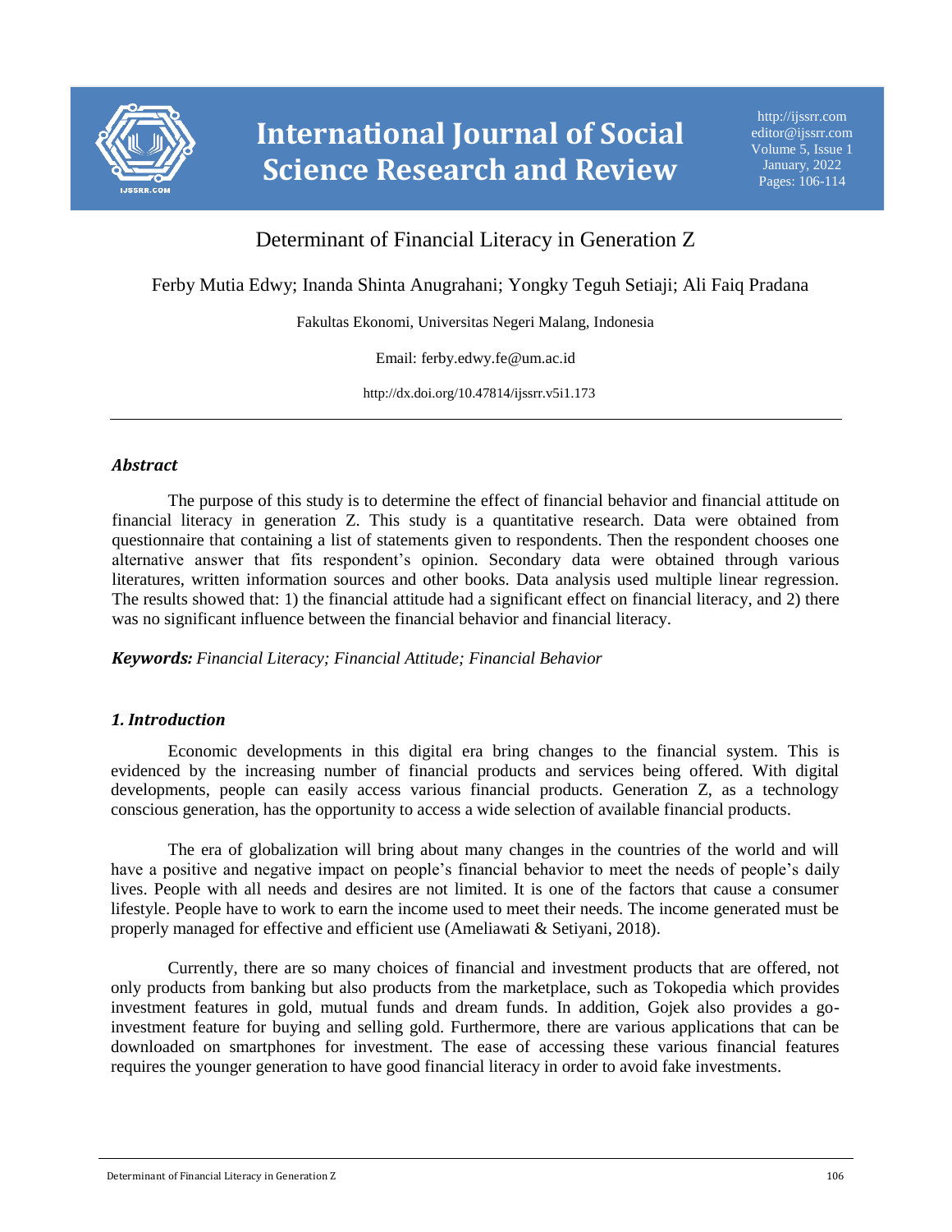# Determinant of Financial Literacy in Generation Z

Ferby Mutia Edwy; Inanda Shinta Anugrahani; Yongky Teguh Setiaji; Ali Faiq Pradana

Fakultas Ekonomi, Universitas Negeri Malang, Indonesia

Email: ferby.edwy.fe@um.ac.id

http://dx.doi.org/10.47814/ijssrr.v5i1.173

---

### *Abstract*

The purpose of this study is to determine the effect of financial behavior and financial attitude on financial literacy in generation Z. This study is a quantitative research. Data were obtained from questionnaire that containing a list of statements given to respondents. Then the respondent chooses one alternative answer that fits respondent's opinion. Secondary data were obtained through various literatures, written information sources and other books. Data analysis used multiple linear regression. The results showed that: 1) the financial attitude had a significant effect on financial literacy, and 2) there was no significant influence between the financial behavior and financial literacy.

***Keywords:*** *Financial Literacy; Financial Attitude; Financial Behavior*

## *1. Introduction*

Economic developments in this digital era bring changes to the financial system. This is evidenced by the increasing number of financial products and services being offered. With digital developments, people can easily access various financial products. Generation Z, as a technology conscious generation, has the opportunity to access a wide selection of available financial products.

The era of globalization will bring about many changes in the countries of the world and will have a positive and negative impact on people's financial behavior to meet the needs of people's daily lives. People with all needs and desires are not limited. It is one of the factors that cause a consumer lifestyle. People have to work to earn the income used to meet their needs. The income generated must be properly managed for effective and efficient use (Ameliawati & Setiyani, 2018).

Currently, there are so many choices of financial and investment products that are offered, not only products from banking but also products from the marketplace, such as Tokopedia which provides investment features in gold, mutual funds and dream funds. In addition, Gojek also provides a go-investment feature for buying and selling gold. Furthermore, there are various applications that can be downloaded on smartphones for investment. The ease of accessing these various financial features requires the younger generation to have good financial literacy in order to avoid fake investments.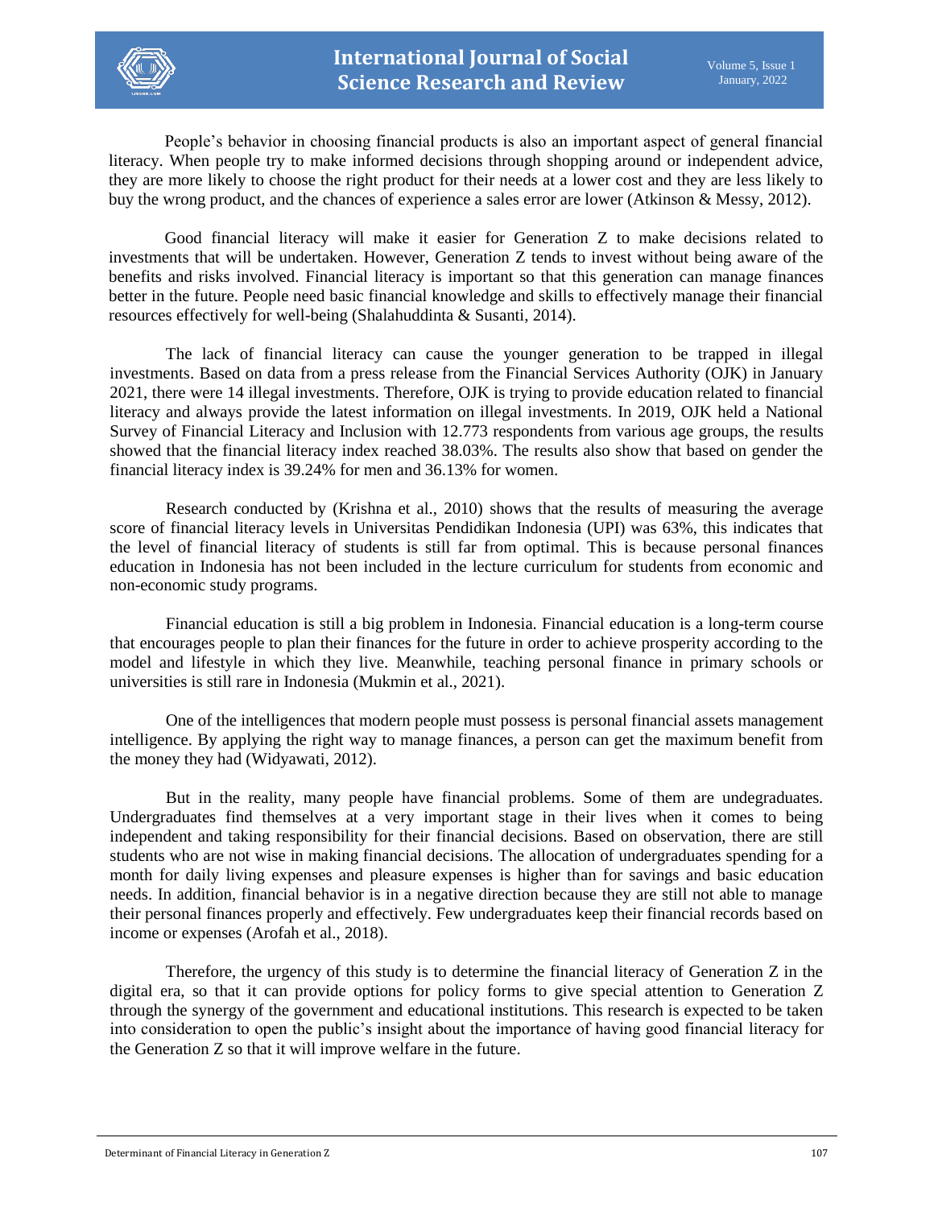People's behavior in choosing financial products is also an important aspect of general financial literacy. When people try to make informed decisions through shopping around or independent advice, they are more likely to choose the right product for their needs at a lower cost and they are less likely to buy the wrong product, and the chances of experience a sales error are lower (Atkinson & Messy, 2012).

Good financial literacy will make it easier for Generation Z to make decisions related to investments that will be undertaken. However, Generation Z tends to invest without being aware of the benefits and risks involved. Financial literacy is important so that this generation can manage finances better in the future. People need basic financial knowledge and skills to effectively manage their financial resources effectively for well-being (Shalahuddinta & Susanti, 2014).

The lack of financial literacy can cause the younger generation to be trapped in illegal investments. Based on data from a press release from the Financial Services Authority (OJK) in January 2021, there were 14 illegal investments. Therefore, OJK is trying to provide education related to financial literacy and always provide the latest information on illegal investments. In 2019, OJK held a National Survey of Financial Literacy and Inclusion with 12.773 respondents from various age groups, the results showed that the financial literacy index reached 38.03%. The results also show that based on gender the financial literacy index is 39.24% for men and 36.13% for women.

Research conducted by (Krishna et al., 2010) shows that the results of measuring the average score of financial literacy levels in Universitas Pendidikan Indonesia (UPI) was 63%, this indicates that the level of financial literacy of students is still far from optimal. This is because personal finances education in Indonesia has not been included in the lecture curriculum for students from economic and non-economic study programs.

Financial education is still a big problem in Indonesia. Financial education is a long-term course that encourages people to plan their finances for the future in order to achieve prosperity according to the model and lifestyle in which they live. Meanwhile, teaching personal finance in primary schools or universities is still rare in Indonesia (Mukmin et al., 2021).

One of the intelligences that modern people must possess is personal financial assets management intelligence. By applying the right way to manage finances, a person can get the maximum benefit from the money they had (Widyawati, 2012).

But in the reality, many people have financial problems. Some of them are undegraduates. Undergraduates find themselves at a very important stage in their lives when it comes to being independent and taking responsibility for their financial decisions. Based on observation, there are still students who are not wise in making financial decisions. The allocation of undergraduates spending for a month for daily living expenses and pleasure expenses is higher than for savings and basic education needs. In addition, financial behavior is in a negative direction because they are still not able to manage their personal finances properly and effectively. Few undergraduates keep their financial records based on income or expenses (Arofah et al., 2018).

Therefore, the urgency of this study is to determine the financial literacy of Generation Z in the digital era, so that it can provide options for policy forms to give special attention to Generation Z through the synergy of the government and educational institutions. This research is expected to be taken into consideration to open the public's insight about the importance of having good financial literacy for the Generation Z so that it will improve welfare in the future.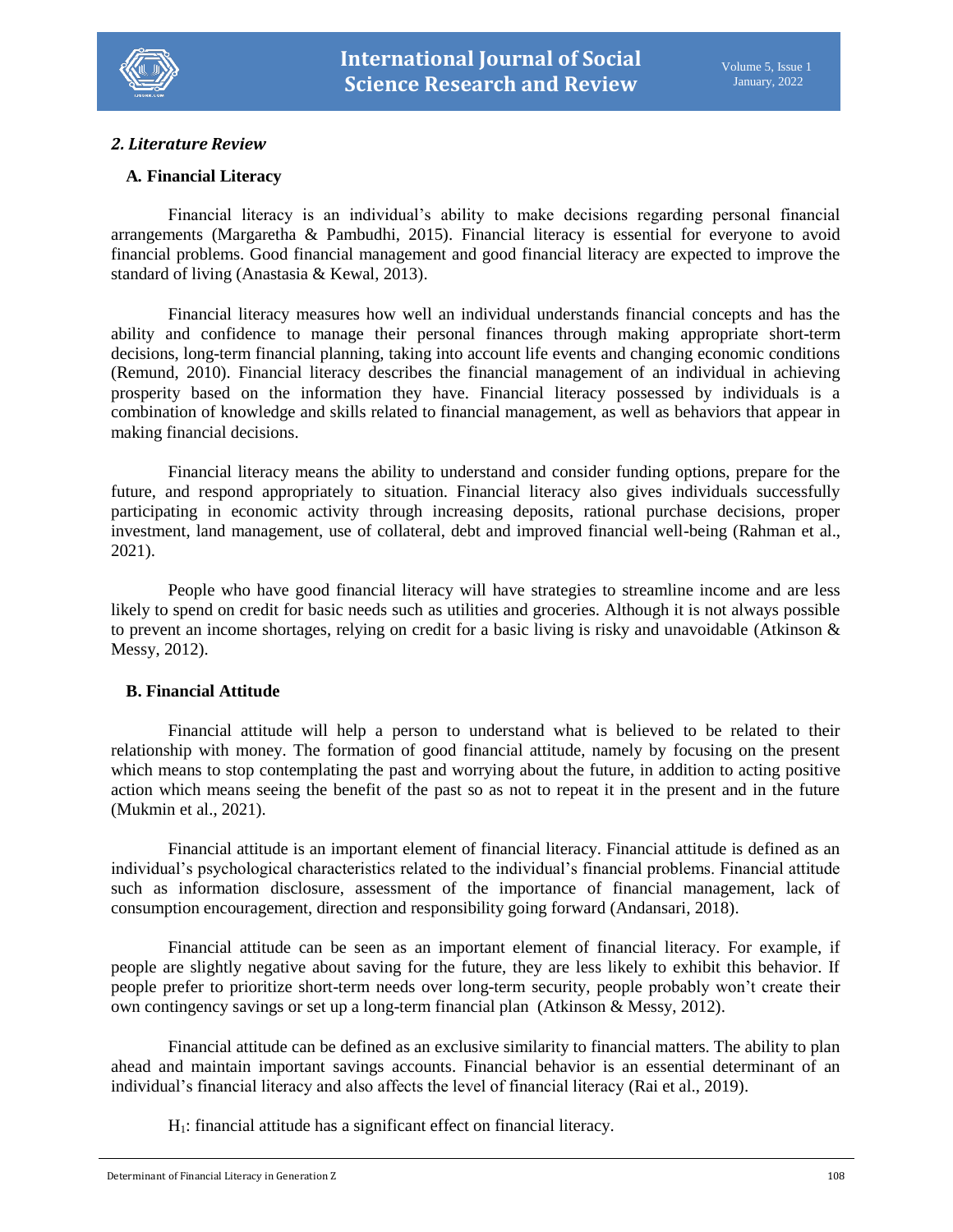## *2. Literature Review*

### A. Financial Literacy

Financial literacy is an individual's ability to make decisions regarding personal financial arrangements (Margaretha & Pambudhi, 2015). Financial literacy is essential for everyone to avoid financial problems. Good financial management and good financial literacy are expected to improve the standard of living (Anastasia & Kewal, 2013).

Financial literacy measures how well an individual understands financial concepts and has the ability and confidence to manage their personal finances through making appropriate short-term decisions, long-term financial planning, taking into account life events and changing economic conditions (Remund, 2010). Financial literacy describes the financial management of an individual in achieving prosperity based on the information they have. Financial literacy possessed by individuals is a combination of knowledge and skills related to financial management, as well as behaviors that appear in making financial decisions.

Financial literacy means the ability to understand and consider funding options, prepare for the future, and respond appropriately to situation. Financial literacy also gives individuals successfully participating in economic activity through increasing deposits, rational purchase decisions, proper investment, land management, use of collateral, debt and improved financial well-being (Rahman et al., 2021).

People who have good financial literacy will have strategies to streamline income and are less likely to spend on credit for basic needs such as utilities and groceries. Although it is not always possible to prevent an income shortages, relying on credit for a basic living is risky and unavoidable (Atkinson & Messy, 2012).

### B. Financial Attitude

Financial attitude will help a person to understand what is believed to be related to their relationship with money. The formation of good financial attitude, namely by focusing on the present which means to stop contemplating the past and worrying about the future, in addition to acting positive action which means seeing the benefit of the past so as not to repeat it in the present and in the future (Mukmin et al., 2021).

Financial attitude is an important element of financial literacy. Financial attitude is defined as an individual's psychological characteristics related to the individual's financial problems. Financial attitude such as information disclosure, assessment of the importance of financial management, lack of consumption encouragement, direction and responsibility going forward (Andansari, 2018).

Financial attitude can be seen as an important element of financial literacy. For example, if people are slightly negative about saving for the future, they are less likely to exhibit this behavior. If people prefer to prioritize short-term needs over long-term security, people probably won't create their own contingency savings or set up a long-term financial plan (Atkinson & Messy, 2012).

Financial attitude can be defined as an exclusive similarity to financial matters. The ability to plan ahead and maintain important savings accounts. Financial behavior is an essential determinant of an individual's financial literacy and also affects the level of financial literacy (Rai et al., 2019).

$H_1$: financial attitude has a significant effect on financial literacy.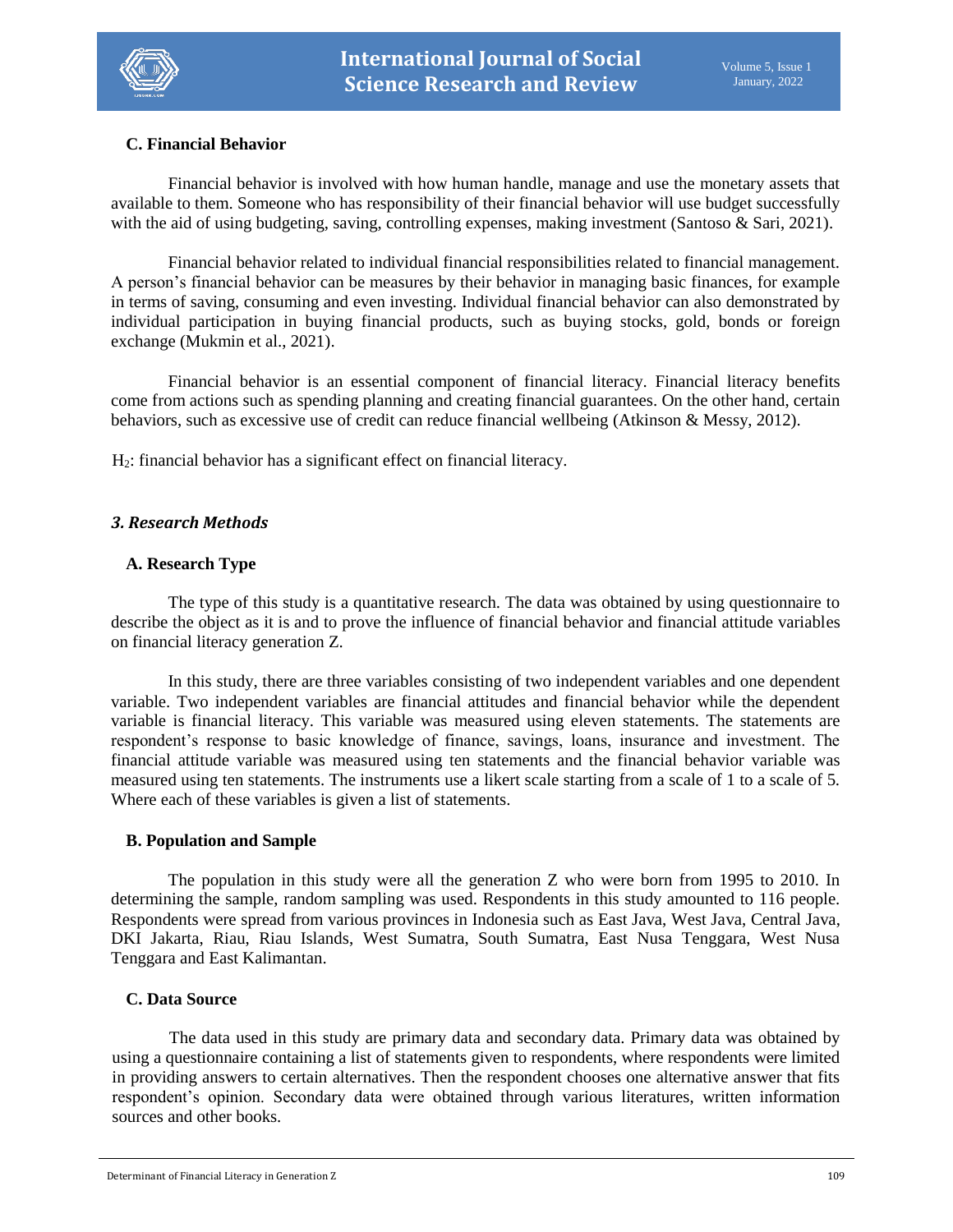### C. Financial Behavior

Financial behavior is involved with how human handle, manage and use the monetary assets that available to them. Someone who has responsibility of their financial behavior will use budget successfully with the aid of using budgeting, saving, controlling expenses, making investment (Santoso & Sari, 2021).

Financial behavior related to individual financial responsibilities related to financial management. A person's financial behavior can be measures by their behavior in managing basic finances, for example in terms of saving, consuming and even investing. Individual financial behavior can also demonstrated by individual participation in buying financial products, such as buying stocks, gold, bonds or foreign exchange (Mukmin et al., 2021).

Financial behavior is an essential component of financial literacy. Financial literacy benefits come from actions such as spending planning and creating financial guarantees. On the other hand, certain behaviors, such as excessive use of credit can reduce financial wellbeing (Atkinson & Messy, 2012).

$H_2$: financial behavior has a significant effect on financial literacy.

## *3. Research Methods*

### A. Research Type

The type of this study is a quantitative research. The data was obtained by using questionnaire to describe the object as it is and to prove the influence of financial behavior and financial attitude variables on financial literacy generation Z.

In this study, there are three variables consisting of two independent variables and one dependent variable. Two independent variables are financial attitudes and financial behavior while the dependent variable is financial literacy. This variable was measured using eleven statements. The statements are respondent's response to basic knowledge of finance, savings, loans, insurance and investment. The financial attitude variable was measured using ten statements and the financial behavior variable was measured using ten statements. The instruments use a likert scale starting from a scale of 1 to a scale of 5. Where each of these variables is given a list of statements.

### B. Population and Sample

The population in this study were all the generation Z who were born from 1995 to 2010. In determining the sample, random sampling was used. Respondents in this study amounted to 116 people. Respondents were spread from various provinces in Indonesia such as East Java, West Java, Central Java, DKI Jakarta, Riau, Riau Islands, West Sumatra, South Sumatra, East Nusa Tenggara, West Nusa Tenggara and East Kalimantan.

### C. Data Source

The data used in this study are primary data and secondary data. Primary data was obtained by using a questionnaire containing a list of statements given to respondents, where respondents were limited in providing answers to certain alternatives. Then the respondent chooses one alternative answer that fits respondent's opinion. Secondary data were obtained through various literatures, written information sources and other books.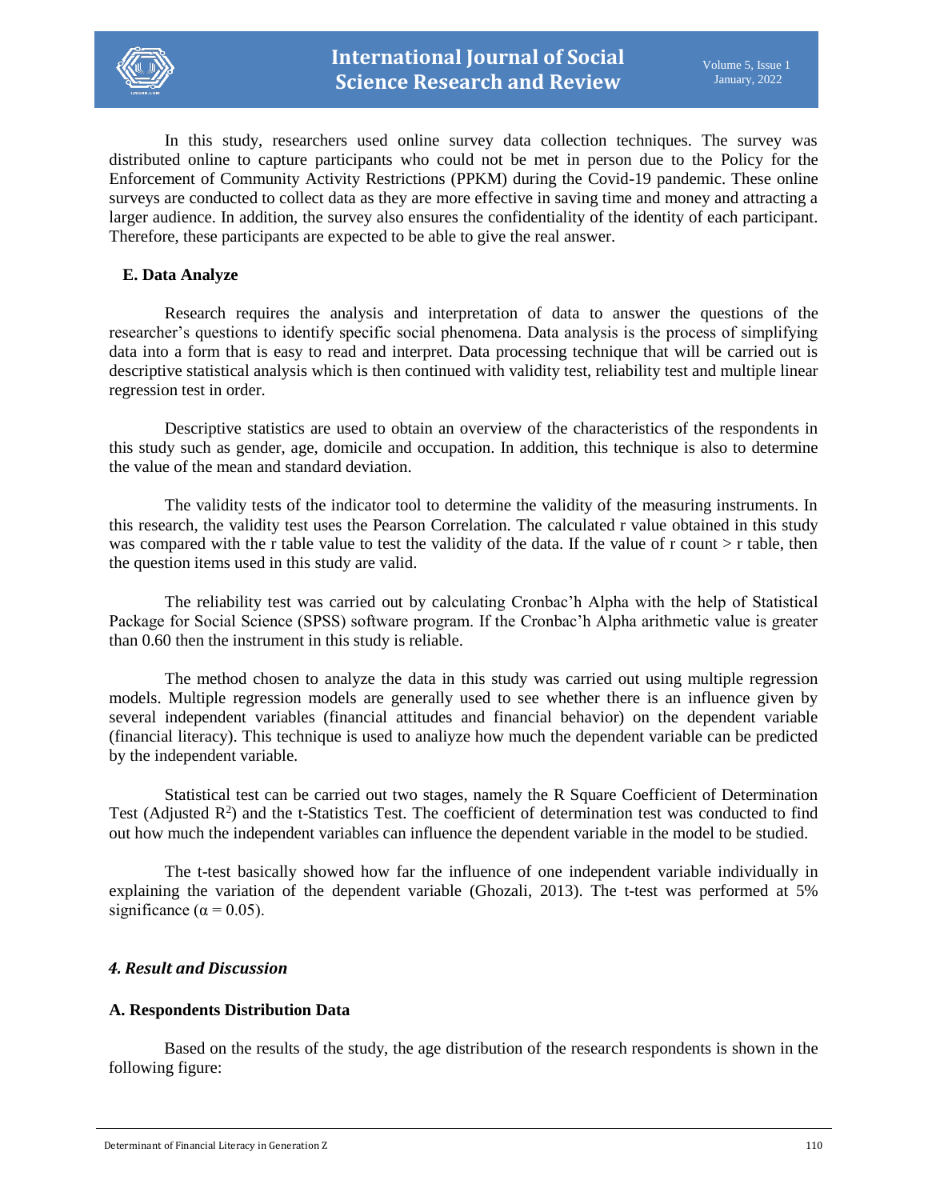In this study, researchers used online survey data collection techniques. The survey was distributed online to capture participants who could not be met in person due to the Policy for the Enforcement of Community Activity Restrictions (PPKM) during the Covid-19 pandemic. These online surveys are conducted to collect data as they are more effective in saving time and money and attracting a larger audience. In addition, the survey also ensures the confidentiality of the identity of each participant. Therefore, these participants are expected to be able to give the real answer.

### E. Data Analyze

Research requires the analysis and interpretation of data to answer the questions of the researcher's questions to identify specific social phenomena. Data analysis is the process of simplifying data into a form that is easy to read and interpret. Data processing technique that will be carried out is descriptive statistical analysis which is then continued with validity test, reliability test and multiple linear regression test in order.

Descriptive statistics are used to obtain an overview of the characteristics of the respondents in this study such as gender, age, domicile and occupation. In addition, this technique is also to determine the value of the mean and standard deviation.

The validity tests of the indicator tool to determine the validity of the measuring instruments. In this research, the validity test uses the Pearson Correlation. The calculated r value obtained in this study was compared with the r table value to test the validity of the data. If the value of r count > r table, then the question items used in this study are valid.

The reliability test was carried out by calculating Cronbac'h Alpha with the help of Statistical Package for Social Science (SPSS) software program. If the Cronbac'h Alpha arithmetic value is greater than 0.60 then the instrument in this study is reliable.

The method chosen to analyze the data in this study was carried out using multiple regression models. Multiple regression models are generally used to see whether there is an influence given by several independent variables (financial attitudes and financial behavior) on the dependent variable (financial literacy). This technique is used to analiyze how much the dependent variable can be predicted by the independent variable.

Statistical test can be carried out two stages, namely the R Square Coefficient of Determination Test (Adjusted $R^2$) and the t-Statistics Test. The coefficient of determination test was conducted to find out how much the independent variables can influence the dependent variable in the model to be studied.

The t-test basically showed how far the influence of one independent variable individually in explaining the variation of the dependent variable (Ghozali, 2013). The t-test was performed at 5% significance ($\alpha = 0.05$).

## *4. Result and Discussion*

### A. Respondents Distribution Data

Based on the results of the study, the age distribution of the research respondents is shown in the following figure: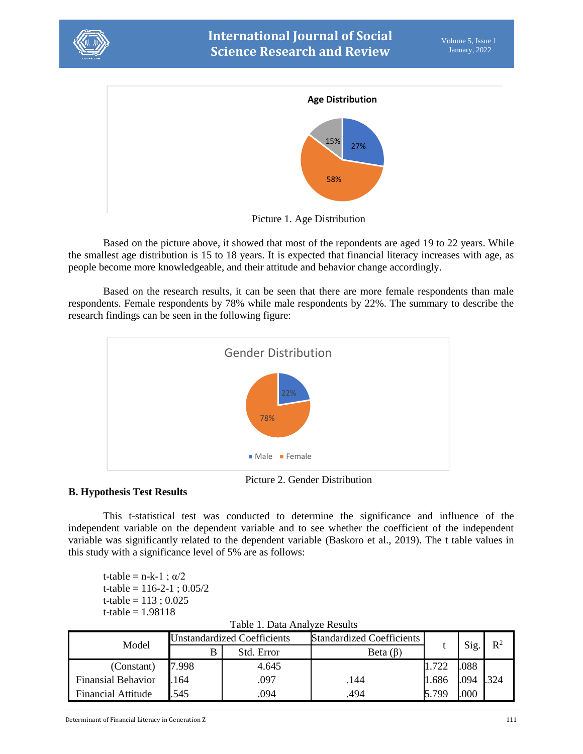Picture 1. Age Distribution

Based on the picture above, it showed that most of the repondents are aged 19 to 22 years. While the smallest age distribution is 15 to 18 years. It is expected that financial literacy increases with age, as people become more knowledgeable, and their attitude and behavior change accordingly.

Based on the research results, it can be seen that there are more female respondents than male respondents. Female respondents by 78% while male respondents by 22%. The summary to describe the research findings can be seen in the following figure:

Picture 2. Gender Distribution

**B. Hypothesis Test Results**

This t-statistical test was conducted to determine the significance and influence of the independent variable on the dependent variable and to see whether the coefficient of the independent variable was significantly related to the dependent variable (Baskoro et al., 2019). The t table values in this study with a significance level of 5% are as follows:

t-table = n-k-1 ; α/2
t-table = 116-2-1 ; 0.05/2
t-table = 113 ; 0.025
t-table = 1.98118

Table 1. Data Analyze Results

| Model | Unstandardized Coefficients | | Standardized Coefficients | t | Sig. | $R^2$ |
|---|---|---|---|---|---|---|
| | B | Std. Error | Beta (β) | | | |
| (Constant) | 7.998 | 4.645 | | 1.722 | .088 | |
| Finansial Behavior | .164 | .097 | .144 | 1.686 | .094 | .324 |
| Financial Attitude | .545 | .094 | .494 | 5.799 | .000 | |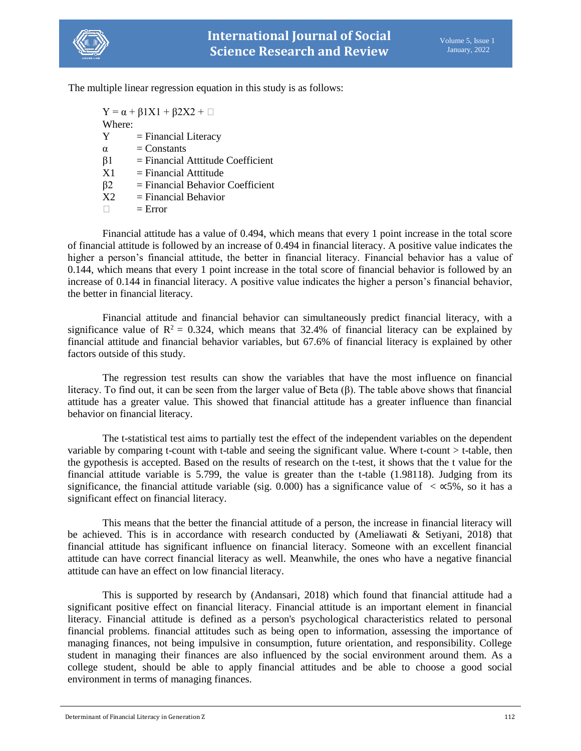The multiple linear regression equation in this study is as follows:

$Y = \alpha + \beta 1X1 + \beta 2X2 + \varepsilon$

Where:

| | |
|---|---|
| Y | = Financial Literacy |
| α | = Constants |
| β1 | = Financial Atttitude Coefficient |
| X1 | = Financial Atttitude |
| β2 | = Financial Behavior Coefficient |
| X2 | = Financial Behavior |
| ε | = Error |

Financial attitude has a value of 0.494, which means that every 1 point increase in the total score of financial attitude is followed by an increase of 0.494 in financial literacy. A positive value indicates the higher a person's financial attitude, the better in financial literacy. Financial behavior has a value of 0.144, which means that every 1 point increase in the total score of financial behavior is followed by an increase of 0.144 in financial literacy. A positive value indicates the higher a person's financial behavior, the better in financial literacy.

Financial attitude and financial behavior can simultaneously predict financial literacy, with a significance value of $R^2 = 0.324$, which means that 32.4% of financial literacy can be explained by financial attitude and financial behavior variables, but 67.6% of financial literacy is explained by other factors outside of this study.

The regression test results can show the variables that have the most influence on financial literacy. To find out, it can be seen from the larger value of Beta (β). The table above shows that financial attitude has a greater value. This showed that financial attitude has a greater influence than financial behavior on financial literacy.

The t-statistical test aims to partially test the effect of the independent variables on the dependent variable by comparing t-count with t-table and seeing the significant value. Where t-count > t-table, then the gypothesis is accepted. Based on the results of research on the t-test, it shows that the t value for the financial attitude variable is 5.799, the value is greater than the t-table (1.98118). Judging from its significance, the financial attitude variable (sig. 0.000) has a significance value of $< \propto 5\%$, so it has a significant effect on financial literacy.

This means that the better the financial attitude of a person, the increase in financial literacy will be achieved. This is in accordance with research conducted by (Ameliawati & Setiyani, 2018) that financial attitude has significant influence on financial literacy. Someone with an excellent financial attitude can have correct financial literacy as well. Meanwhile, the ones who have a negative financial attitude can have an effect on low financial literacy.

This is supported by research by (Andansari, 2018) which found that financial attitude had a significant positive effect on financial literacy. Financial attitude is an important element in financial literacy. Financial attitude is defined as a person's psychological characteristics related to personal financial problems. financial attitudes such as being open to information, assessing the importance of managing finances, not being impulsive in consumption, future orientation, and responsibility. College student in managing their finances are also influenced by the social environment around them. As a college student, should be able to apply financial attitudes and be able to choose a good social environment in terms of managing finances.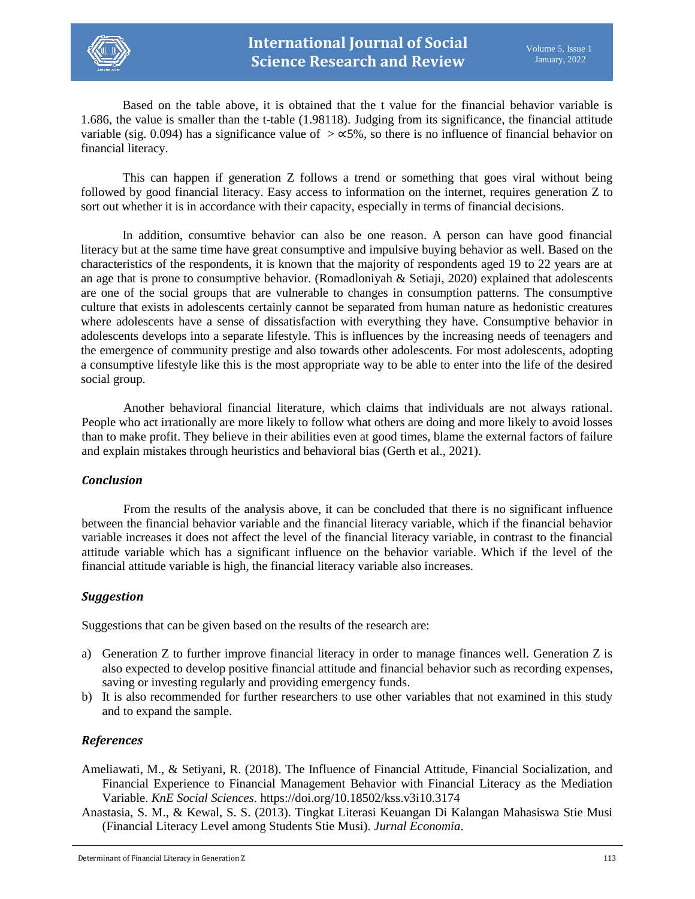Based on the table above, it is obtained that the t value for the financial behavior variable is 1.686, the value is smaller than the t-table (1.98118). Judging from its significance, the financial attitude variable (sig. 0.094) has a significance value of $> \propto 5\%$, so there is no influence of financial behavior on financial literacy.

This can happen if generation Z follows a trend or something that goes viral without being followed by good financial literacy. Easy access to information on the internet, requires generation Z to sort out whether it is in accordance with their capacity, especially in terms of financial decisions.

In addition, consumtive behavior can also be one reason. A person can have good financial literacy but at the same time have great consumptive and impulsive buying behavior as well. Based on the characteristics of the respondents, it is known that the majority of respondents aged 19 to 22 years are at an age that is prone to consumptive behavior. (Romadloniyah & Setiaji, 2020) explained that adolescents are one of the social groups that are vulnerable to changes in consumption patterns. The consumptive culture that exists in adolescents certainly cannot be separated from human nature as hedonistic creatures where adolescents have a sense of dissatisfaction with everything they have. Consumptive behavior in adolescents develops into a separate lifestyle. This is influences by the increasing needs of teenagers and the emergence of community prestige and also towards other adolescents. For most adolescents, adopting a consumptive lifestyle like this is the most appropriate way to be able to enter into the life of the desired social group.

Another behavioral financial literature, which claims that individuals are not always rational. People who act irrationally are more likely to follow what others are doing and more likely to avoid losses than to make profit. They believe in their abilities even at good times, blame the external factors of failure and explain mistakes through heuristics and behavioral bias (Gerth et al., 2021).

### *Conclusion*

From the results of the analysis above, it can be concluded that there is no significant influence between the financial behavior variable and the financial literacy variable, which if the financial behavior variable increases it does not affect the level of the financial literacy variable, in contrast to the financial attitude variable which has a significant influence on the behavior variable. Which if the level of the financial attitude variable is high, the financial literacy variable also increases.

### *Suggestion*

Suggestions that can be given based on the results of the research are:

a) Generation Z to further improve financial literacy in order to manage finances well. Generation Z is also expected to develop positive financial attitude and financial behavior such as recording expenses, saving or investing regularly and providing emergency funds.
b) It is also recommended for further researchers to use other variables that not examined in this study and to expand the sample.

### *References*

Ameliawati, M., & Setiyani, R. (2018). The Influence of Financial Attitude, Financial Socialization, and Financial Experience to Financial Management Behavior with Financial Literacy as the Mediation Variable. *KnE Social Sciences*. https://doi.org/10.18502/kss.v3i10.3174

Anastasia, S. M., & Kewal, S. S. (2013). Tingkat Literasi Keuangan Di Kalangan Mahasiswa Stie Musi (Financial Literacy Level among Students Stie Musi). *Jurnal Economia*.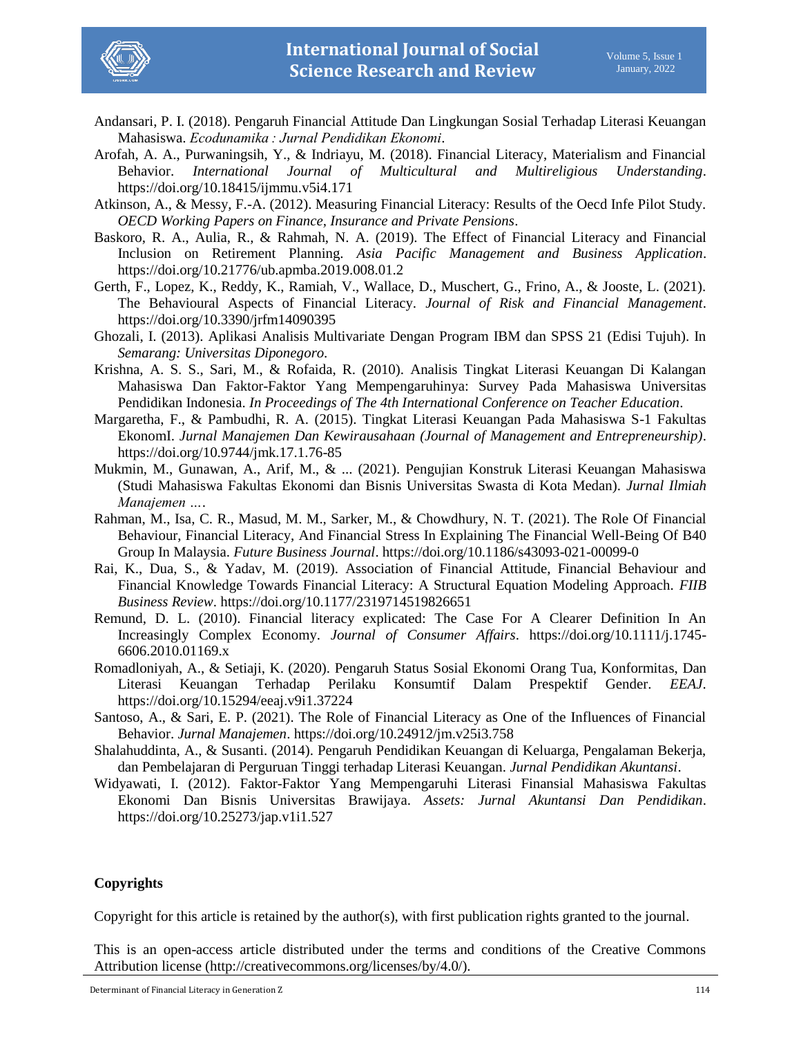Andansari, P. I. (2018). Pengaruh Financial Attitude Dan Lingkungan Sosial Terhadap Literasi Keuangan Mahasiswa. *Ecodunamika : Jurnal Pendidikan Ekonomi*.

Arofah, A. A., Purwaningsih, Y., & Indriayu, M. (2018). Financial Literacy, Materialism and Financial Behavior. *International Journal of Multicultural and Multireligious Understanding*. https://doi.org/10.18415/ijmmu.v5i4.171

Atkinson, A., & Messy, F.-A. (2012). Measuring Financial Literacy: Results of the Oecd Infe Pilot Study. *OECD Working Papers on Finance, Insurance and Private Pensions*.

Baskoro, R. A., Aulia, R., & Rahmah, N. A. (2019). The Effect of Financial Literacy and Financial Inclusion on Retirement Planning. *Asia Pacific Management and Business Application*. https://doi.org/10.21776/ub.apmba.2019.008.01.2

Gerth, F., Lopez, K., Reddy, K., Ramiah, V., Wallace, D., Muschert, G., Frino, A., & Jooste, L. (2021). The Behavioural Aspects of Financial Literacy. *Journal of Risk and Financial Management*. https://doi.org/10.3390/jrfm14090395

Ghozali, I. (2013). Aplikasi Analisis Multivariate Dengan Program IBM dan SPSS 21 (Edisi Tujuh). In *Semarang: Universitas Diponegoro*.

Krishna, A. S. S., Sari, M., & Rofaida, R. (2010). Analisis Tingkat Literasi Keuangan Di Kalangan Mahasiswa Dan Faktor-Faktor Yang Mempengaruhinya: Survey Pada Mahasiswa Universitas Pendidikan Indonesia. *In Proceedings of The 4th International Conference on Teacher Education*.

Margaretha, F., & Pambudhi, R. A. (2015). Tingkat Literasi Keuangan Pada Mahasiswa S-1 Fakultas EkonomI. *Jurnal Manajemen Dan Kewirausahaan (Journal of Management and Entrepreneurship)*. https://doi.org/10.9744/jmk.17.1.76-85

Mukmin, M., Gunawan, A., Arif, M., & ... (2021). Pengujian Konstruk Literasi Keuangan Mahasiswa (Studi Mahasiswa Fakultas Ekonomi dan Bisnis Universitas Swasta di Kota Medan). *Jurnal Ilmiah Manajemen ...*.

Rahman, M., Isa, C. R., Masud, M. M., Sarker, M., & Chowdhury, N. T. (2021). The Role Of Financial Behaviour, Financial Literacy, And Financial Stress In Explaining The Financial Well-Being Of B40 Group In Malaysia. *Future Business Journal*. https://doi.org/10.1186/s43093-021-00099-0

Rai, K., Dua, S., & Yadav, M. (2019). Association of Financial Attitude, Financial Behaviour and Financial Knowledge Towards Financial Literacy: A Structural Equation Modeling Approach. *FIIB Business Review*. https://doi.org/10.1177/2319714519826651

Remund, D. L. (2010). Financial literacy explicated: The Case For A Clearer Definition In An Increasingly Complex Economy. *Journal of Consumer Affairs*. https://doi.org/10.1111/j.1745-6606.2010.01169.x

Romadloniyah, A., & Setiaji, K. (2020). Pengaruh Status Sosial Ekonomi Orang Tua, Konformitas, Dan Literasi Keuangan Terhadap Perilaku Konsumtif Dalam Prespektif Gender. *EEAJ*. https://doi.org/10.15294/eeaj.v9i1.37224

Santoso, A., & Sari, E. P. (2021). The Role of Financial Literacy as One of the Influences of Financial Behavior. *Jurnal Manajemen*. https://doi.org/10.24912/jm.v25i3.758

Shalahuddinta, A., & Susanti. (2014). Pengaruh Pendidikan Keuangan di Keluarga, Pengalaman Bekerja, dan Pembelajaran di Perguruan Tinggi terhadap Literasi Keuangan. *Jurnal Pendidikan Akuntansi*.

Widyawati, I. (2012). Faktor-Faktor Yang Mempengaruhi Literasi Finansial Mahasiswa Fakultas Ekonomi Dan Bisnis Universitas Brawijaya. *Assets: Jurnal Akuntansi Dan Pendidikan*. https://doi.org/10.25273/jap.v1i1.527

**Copyrights**

Copyright for this article is retained by the author(s), with first publication rights granted to the journal.

This is an open-access article distributed under the terms and conditions of the Creative Commons Attribution license (http://creativecommons.org/licenses/by/4.0/).